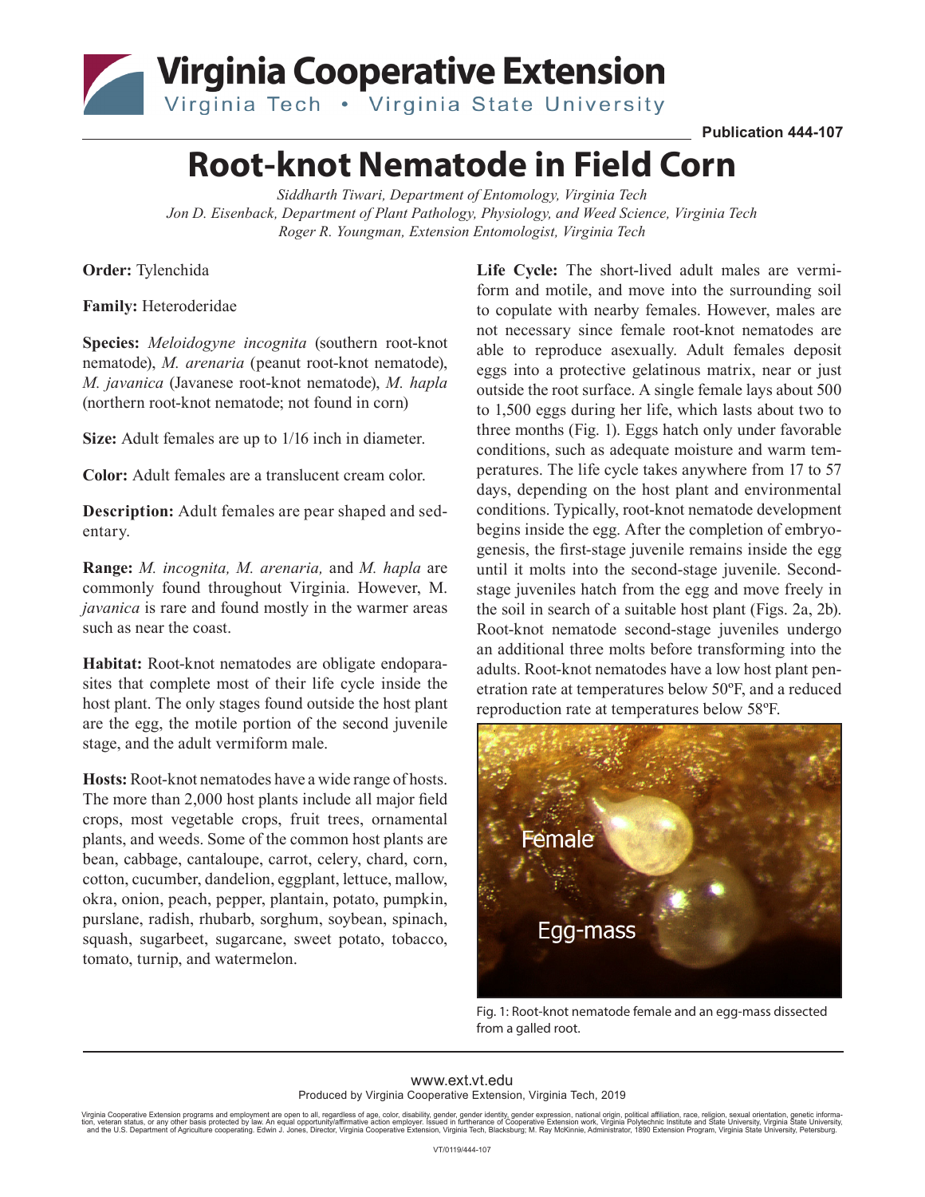# Virginia Cooperative Extension

Virginia Tech • Virginia State University

**Publication 444-107**

# Root-knot Nematode in Field Corn

*Siddharth Tiwari, Department of Entomology, Virginia Tech*
*Jon D. Eisenback, Department of Plant Pathology, Physiology, and Weed Science, Virginia Tech*
*Roger R. Youngman, Extension Entomologist, Virginia Tech*

**Order:** Tylenchida

**Family:** Heteroderidae

**Species:** *Meloidogyne incognita* (southern root-knot nematode), *M. arenaria* (peanut root-knot nematode), *M. javanica* (Javanese root-knot nematode), *M. hapla* (northern root-knot nematode; not found in corn)

**Size:** Adult females are up to 1/16 inch in diameter.

**Color:** Adult females are a translucent cream color.

**Description:** Adult females are pear shaped and sedentary.

**Range:** *M. incognita, M. arenaria,* and *M. hapla* are commonly found throughout Virginia. However, M. *javanica* is rare and found mostly in the warmer areas such as near the coast.

**Habitat:** Root-knot nematodes are obligate endoparasites that complete most of their life cycle inside the host plant. The only stages found outside the host plant are the egg, the motile portion of the second juvenile stage, and the adult vermiform male.

**Hosts:** Root-knot nematodes have a wide range of hosts. The more than 2,000 host plants include all major field crops, most vegetable crops, fruit trees, ornamental plants, and weeds. Some of the common host plants are bean, cabbage, cantaloupe, carrot, celery, chard, corn, cotton, cucumber, dandelion, eggplant, lettuce, mallow, okra, onion, peach, pepper, plantain, potato, pumpkin, purslane, radish, rhubarb, sorghum, soybean, spinach, squash, sugarbeet, sugarcane, sweet potato, tobacco, tomato, turnip, and watermelon.

**Life Cycle:** The short-lived adult males are vermiform and motile, and move into the surrounding soil to copulate with nearby females. However, males are not necessary since female root-knot nematodes are able to reproduce asexually. Adult females deposit eggs into a protective gelatinous matrix, near or just outside the root surface. A single female lays about 500 to 1,500 eggs during her life, which lasts about two to three months (Fig. 1). Eggs hatch only under favorable conditions, such as adequate moisture and warm temperatures. The life cycle takes anywhere from 17 to 57 days, depending on the host plant and environmental conditions. Typically, root-knot nematode development begins inside the egg. After the completion of embryogenesis, the first-stage juvenile remains inside the egg until it molts into the second-stage juvenile. Second-stage juveniles hatch from the egg and move freely in the soil in search of a suitable host plant (Figs. 2a, 2b). Root-knot nematode second-stage juveniles undergo an additional three molts before transforming into the adults. Root-knot nematodes have a low host plant penetration rate at temperatures below 50ºF, and a reduced reproduction rate at temperatures below 58ºF.

Fig. 1: Root-knot nematode female and an egg-mass dissected from a galled root.

www.ext.vt.edu
Produced by Virginia Cooperative Extension, Virginia Tech, 2019

Virginia Cooperative Extension programs and employment are open to all, regardless of age, color, disability, gender, gender identity, gender expression, national origin, political affiliation, race, religion, sexual orientation, genetic information, veteran status, or any other basis protected by law. An equal opportunity/affirmative action employer. Issued in furtherance of Cooperative Extension work, Virginia Polytechnic Institute and State University, Virginia State University, and the U.S. Department of Agriculture cooperating. Edwin J. Jones, Director, Virginia Cooperative Extension, Virginia Tech, Blacksburg; M. Ray McKinnie, Administrator, 1890 Extension Program, Virginia State University, Petersburg.

VT/0119/444-107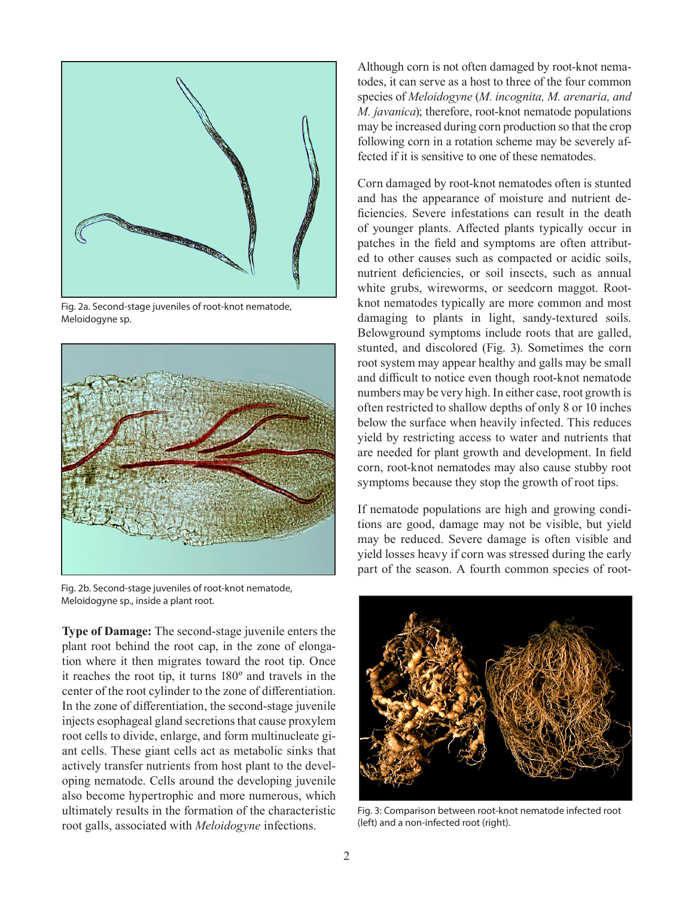Fig. 2a. Second-stage juveniles of root-knot nematode, Meloidogyne sp.

Fig. 2b. Second-stage juveniles of root-knot nematode, Meloidogyne sp., inside a plant root.

**Type of Damage:** The second-stage juvenile enters the plant root behind the root cap, in the zone of elongation where it then migrates toward the root tip. Once it reaches the root tip, it turns 180º and travels in the center of the root cylinder to the zone of differentiation. In the zone of differentiation, the second-stage juvenile injects esophageal gland secretions that cause proxylem root cells to divide, enlarge, and form multinucleate giant cells. These giant cells act as metabolic sinks that actively transfer nutrients from host plant to the developing nematode. Cells around the developing juvenile also become hypertrophic and more numerous, which ultimately results in the formation of the characteristic root galls, associated with *Meloidogyne* infections.

Although corn is not often damaged by root-knot nematodes, it can serve as a host to three of the four common species of *Meloidogyne* (*M. incognita, M. arenaria, and M. javanica*); therefore, root-knot nematode populations may be increased during corn production so that the crop following corn in a rotation scheme may be severely affected if it is sensitive to one of these nematodes.

Corn damaged by root-knot nematodes often is stunted and has the appearance of moisture and nutrient deficiencies. Severe infestations can result in the death of younger plants. Affected plants typically occur in patches in the field and symptoms are often attributed to other causes such as compacted or acidic soils, nutrient deficiencies, or soil insects, such as annual white grubs, wireworms, or seedcorn maggot. Root-knot nematodes typically are more common and most damaging to plants in light, sandy-textured soils. Belowground symptoms include roots that are galled, stunted, and discolored (Fig. 3). Sometimes the corn root system may appear healthy and galls may be small and difficult to notice even though root-knot nematode numbers may be very high. In either case, root growth is often restricted to shallow depths of only 8 or 10 inches below the surface when heavily infected. This reduces yield by restricting access to water and nutrients that are needed for plant growth and development. In field corn, root-knot nematodes may also cause stubby root symptoms because they stop the growth of root tips.

If nematode populations are high and growing conditions are good, damage may not be visible, but yield may be reduced. Severe damage is often visible and yield losses heavy if corn was stressed during the early part of the season. A fourth common species of root-

Fig. 3: Comparison between root-knot nematode infected root (left) and a non-infected root (right).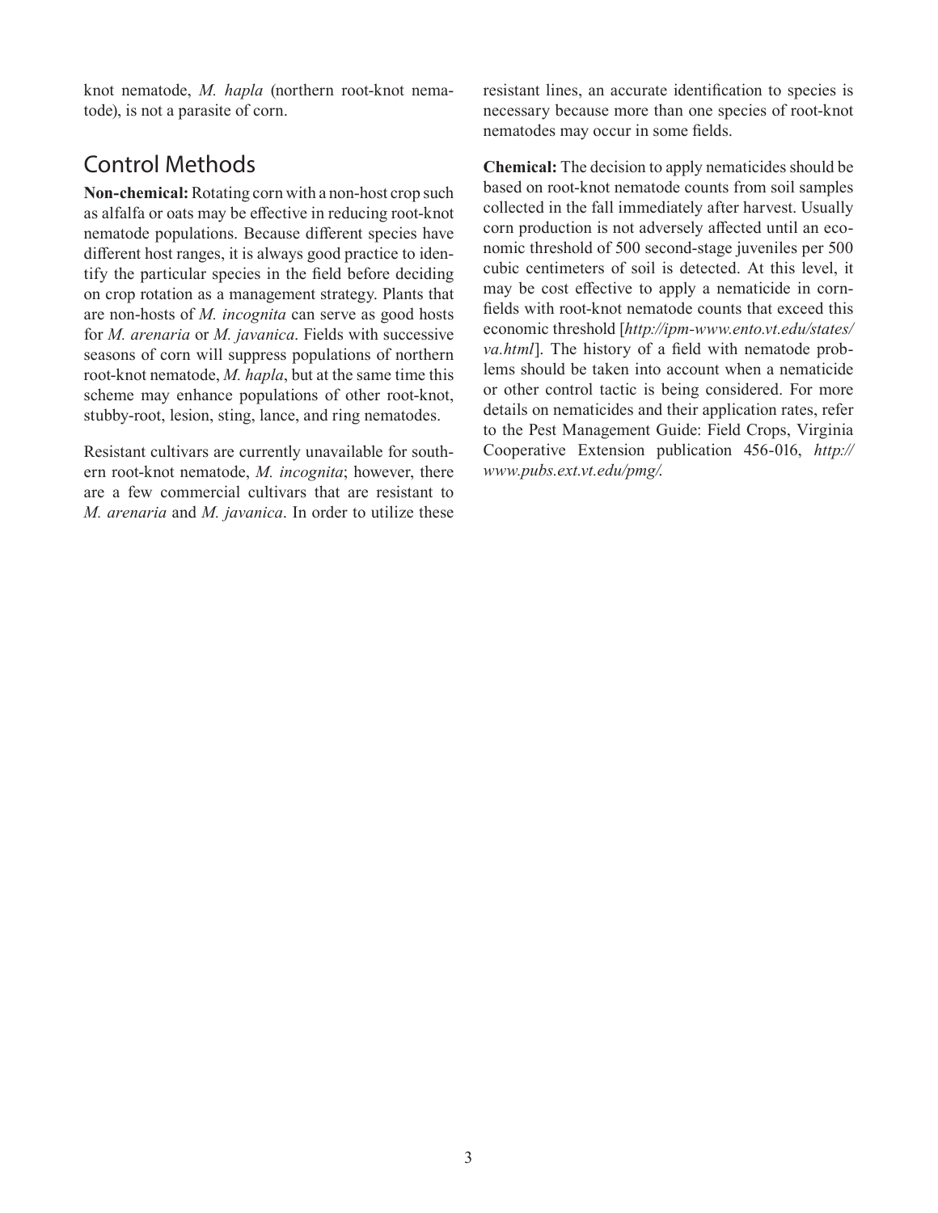knot nematode, *M. hapla* (northern root-knot nematode), is not a parasite of corn.

## Control Methods

**Non-chemical:** Rotating corn with a non-host crop such as alfalfa or oats may be effective in reducing root-knot nematode populations. Because different species have different host ranges, it is always good practice to identify the particular species in the field before deciding on crop rotation as a management strategy. Plants that are non-hosts of *M. incognita* can serve as good hosts for *M. arenaria* or *M. javanica*. Fields with successive seasons of corn will suppress populations of northern root-knot nematode, *M. hapla*, but at the same time this scheme may enhance populations of other root-knot, stubby-root, lesion, sting, lance, and ring nematodes.

Resistant cultivars are currently unavailable for southern root-knot nematode, *M. incognita*; however, there are a few commercial cultivars that are resistant to *M. arenaria* and *M. javanica*. In order to utilize these resistant lines, an accurate identification to species is necessary because more than one species of root-knot nematodes may occur in some fields.

**Chemical:** The decision to apply nematicides should be based on root-knot nematode counts from soil samples collected in the fall immediately after harvest. Usually corn production is not adversely affected until an economic threshold of 500 second-stage juveniles per 500 cubic centimeters of soil is detected. At this level, it may be cost effective to apply a nematicide in cornfields with root-knot nematode counts that exceed this economic threshold [*http://ipm-www.ento.vt.edu/states/va.html*]. The history of a field with nematode problems should be taken into account when a nematicide or other control tactic is being considered. For more details on nematicides and their application rates, refer to the Pest Management Guide: Field Crops, Virginia Cooperative Extension publication 456-016, *http://www.pubs.ext.vt.edu/pmg/*.